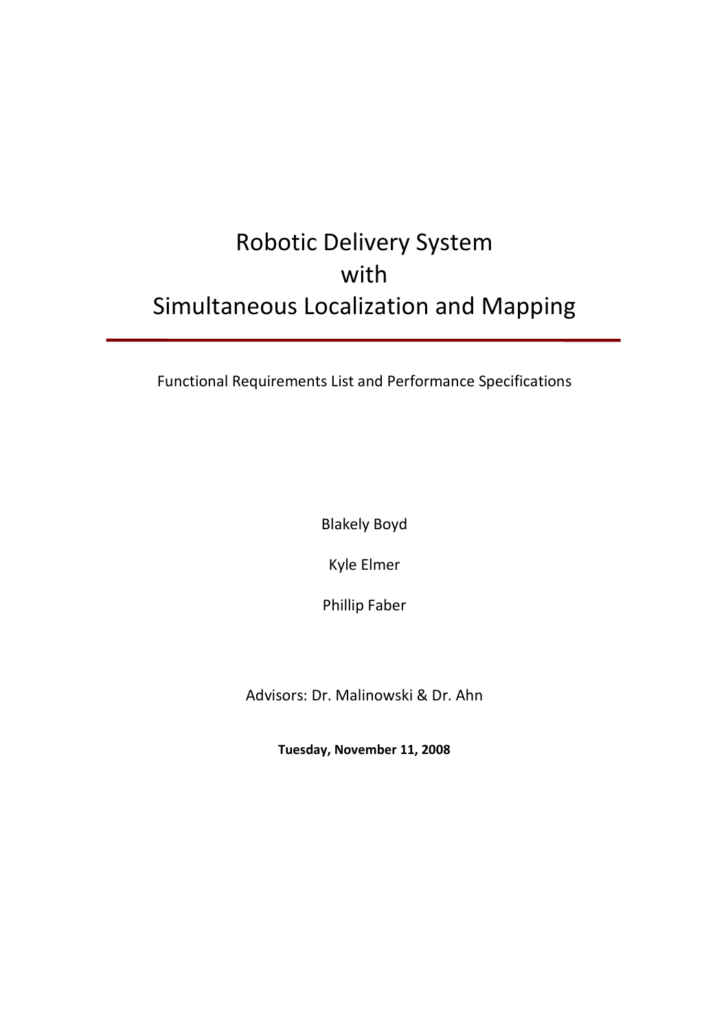# Robotic Delivery System with Simultaneous Localization and Mapping

---

Functional Requirements List and Performance Specifications

Blakely Boyd

Kyle Elmer

Phillip Faber

Advisors: Dr. Malinowski & Dr. Ahn

**Tuesday, November 11, 2008**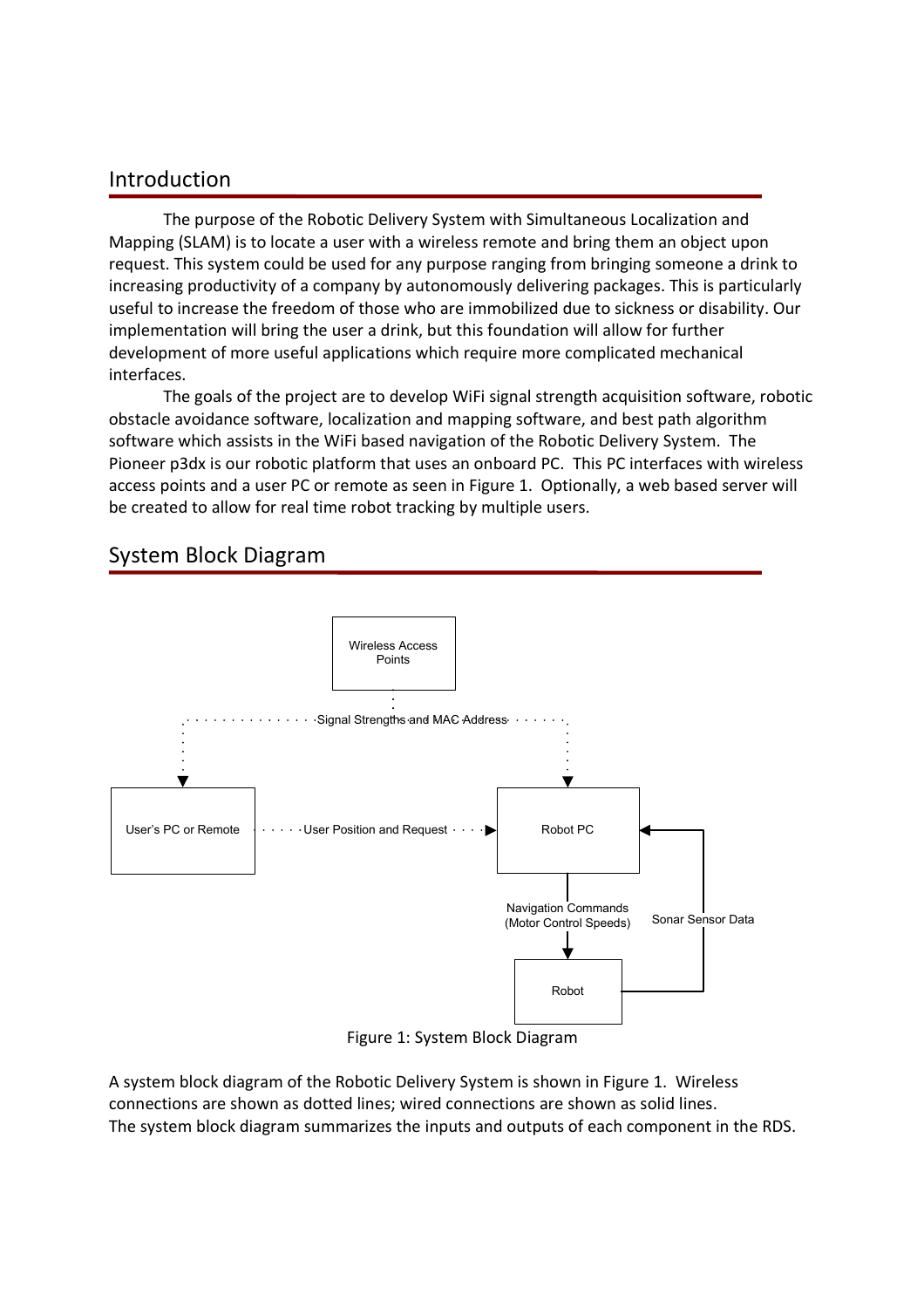## Introduction

The purpose of the Robotic Delivery System with Simultaneous Localization and Mapping (SLAM) is to locate a user with a wireless remote and bring them an object upon request. This system could be used for any purpose ranging from bringing someone a drink to increasing productivity of a company by autonomously delivering packages. This is particularly useful to increase the freedom of those who are immobilized due to sickness or disability. Our implementation will bring the user a drink, but this foundation will allow for further development of more useful applications which require more complicated mechanical interfaces.

The goals of the project are to develop WiFi signal strength acquisition software, robotic obstacle avoidance software, localization and mapping software, and best path algorithm software which assists in the WiFi based navigation of the Robotic Delivery System. The Pioneer p3dx is our robotic platform that uses an onboard PC. This PC interfaces with wireless access points and a user PC or remote as seen in Figure 1. Optionally, a web based server will be created to allow for real time robot tracking by multiple users.

## System Block Diagram

Figure 1: System Block Diagram

A system block diagram of the Robotic Delivery System is shown in Figure 1. Wireless connections are shown as dotted lines; wired connections are shown as solid lines.
The system block diagram summarizes the inputs and outputs of each component in the RDS.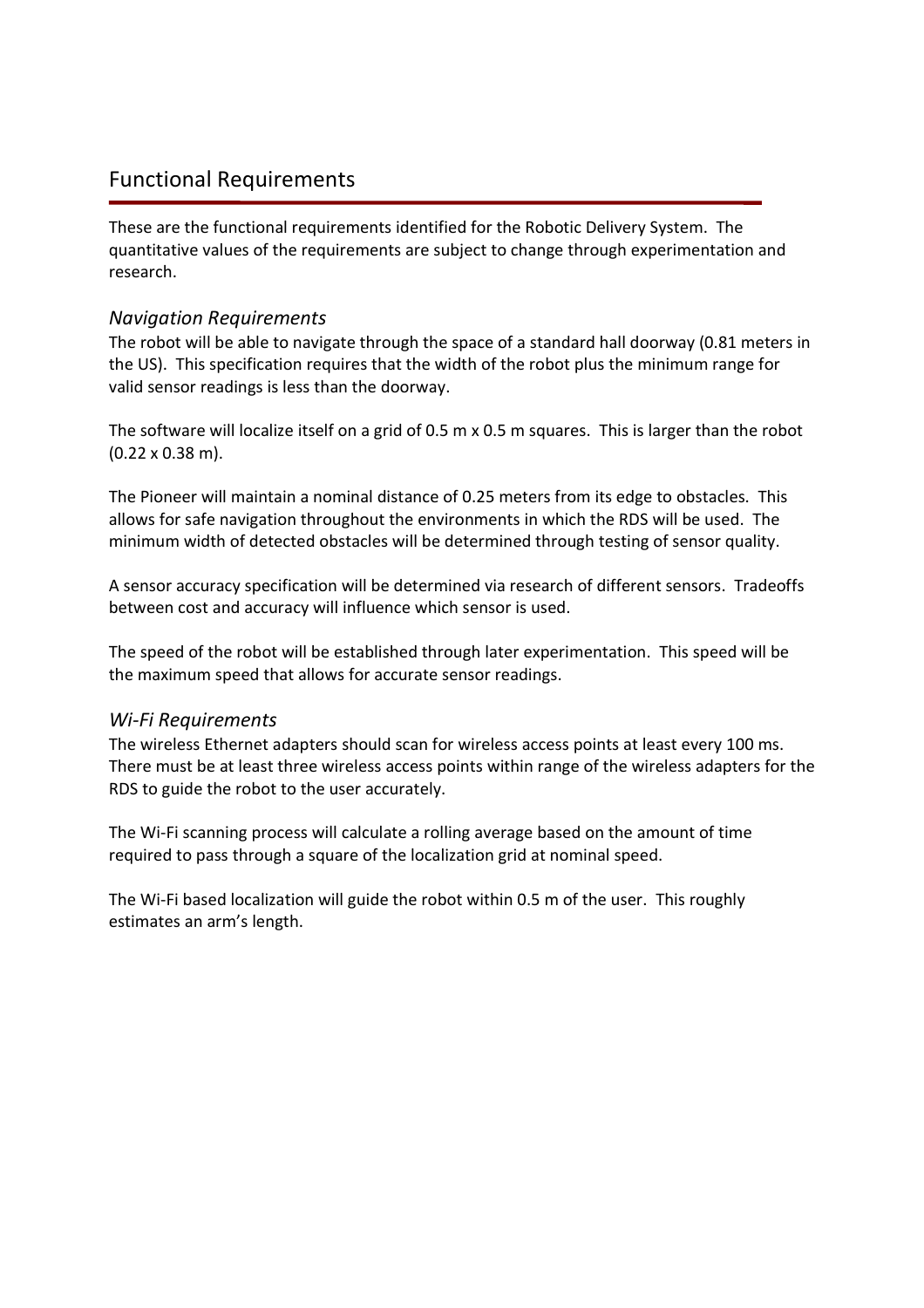## Functional Requirements

These are the functional requirements identified for the Robotic Delivery System. The quantitative values of the requirements are subject to change through experimentation and research.

### *Navigation Requirements*

The robot will be able to navigate through the space of a standard hall doorway (0.81 meters in the US). This specification requires that the width of the robot plus the minimum range for valid sensor readings is less than the doorway.

The software will localize itself on a grid of 0.5 m x 0.5 m squares. This is larger than the robot (0.22 x 0.38 m).

The Pioneer will maintain a nominal distance of 0.25 meters from its edge to obstacles. This allows for safe navigation throughout the environments in which the RDS will be used. The minimum width of detected obstacles will be determined through testing of sensor quality.

A sensor accuracy specification will be determined via research of different sensors. Tradeoffs between cost and accuracy will influence which sensor is used.

The speed of the robot will be established through later experimentation. This speed will be the maximum speed that allows for accurate sensor readings.

### *Wi-Fi Requirements*

The wireless Ethernet adapters should scan for wireless access points at least every 100 ms. There must be at least three wireless access points within range of the wireless adapters for the RDS to guide the robot to the user accurately.

The Wi-Fi scanning process will calculate a rolling average based on the amount of time required to pass through a square of the localization grid at nominal speed.

The Wi-Fi based localization will guide the robot within 0.5 m of the user. This roughly estimates an arm's length.